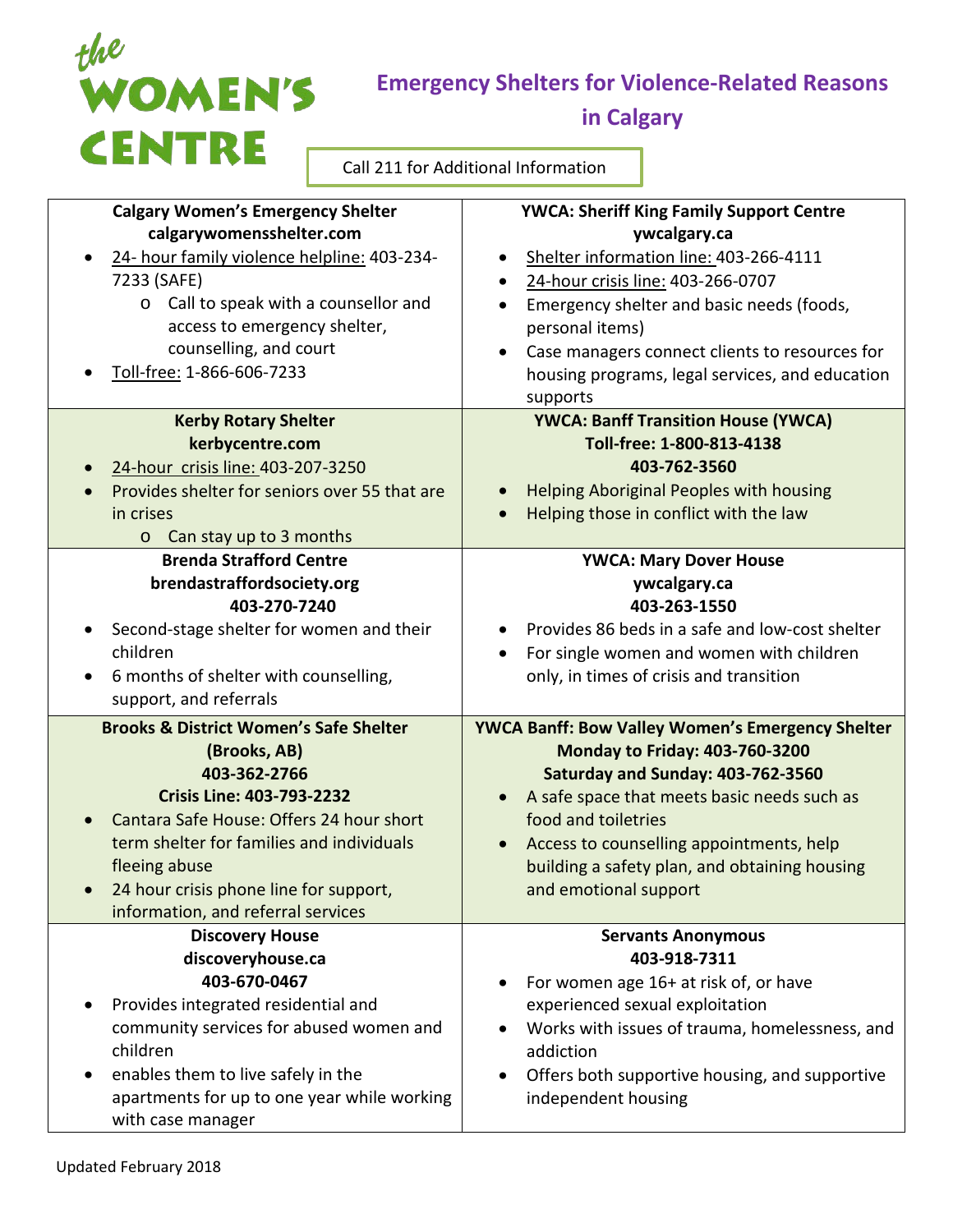the WOMEN'S CENTRE

# Emergency Shelters for Violence-Related Reasons in Calgary

Call 211 for Additional Information

### Calgary Women's Emergency Shelter
**calgarywomensshelter.com**

- 24- hour family violence helpline: 403-234-7233 (SAFE)
  - Call to speak with a counsellor and access to emergency shelter, counselling, and court
- Toll-free: 1-866-606-7233

### YWCA: Sheriff King Family Support Centre
**ywcalgary.ca**

- Shelter information line: 403-266-4111
- 24-hour crisis line: 403-266-0707
- Emergency shelter and basic needs (foods, personal items)
- Case managers connect clients to resources for housing programs, legal services, and education supports

### Kerby Rotary Shelter
**kerbycentre.com**

- 24-hour crisis line: 403-207-3250
- Provides shelter for seniors over 55 that are in crises
  - Can stay up to 3 months

### YWCA: Banff Transition House (YWCA)
**Toll-free: 1-800-813-4138**
**403-762-3560**

- Helping Aboriginal Peoples with housing
- Helping those in conflict with the law

### Brenda Strafford Centre
**brendastraffordsociety.org**
**403-270-7240**

- Second-stage shelter for women and their children
- 6 months of shelter with counselling, support, and referrals

### YWCA: Mary Dover House
**ywcalgary.ca**
**403-263-1550**

- Provides 86 beds in a safe and low-cost shelter
- For single women and women with children only, in times of crisis and transition

### Brooks & District Women's Safe Shelter (Brooks, AB)
**403-362-2766**
**Crisis Line: 403-793-2232**

- Cantara Safe House: Offers 24 hour short term shelter for families and individuals fleeing abuse
- 24 hour crisis phone line for support, information, and referral services

### YWCA Banff: Bow Valley Women's Emergency Shelter
**Monday to Friday: 403-760-3200**
**Saturday and Sunday: 403-762-3560**

- A safe space that meets basic needs such as food and toiletries
- Access to counselling appointments, help building a safety plan, and obtaining housing and emotional support

### Discovery House
**discoveryhouse.ca**
**403-670-0467**

- Provides integrated residential and community services for abused women and children
- enables them to live safely in the apartments for up to one year while working with case manager

### Servants Anonymous
**403-918-7311**

- For women age 16+ at risk of, or have experienced sexual exploitation
- Works with issues of trauma, homelessness, and addiction
- Offers both supportive housing, and supportive independent housing

Updated February 2018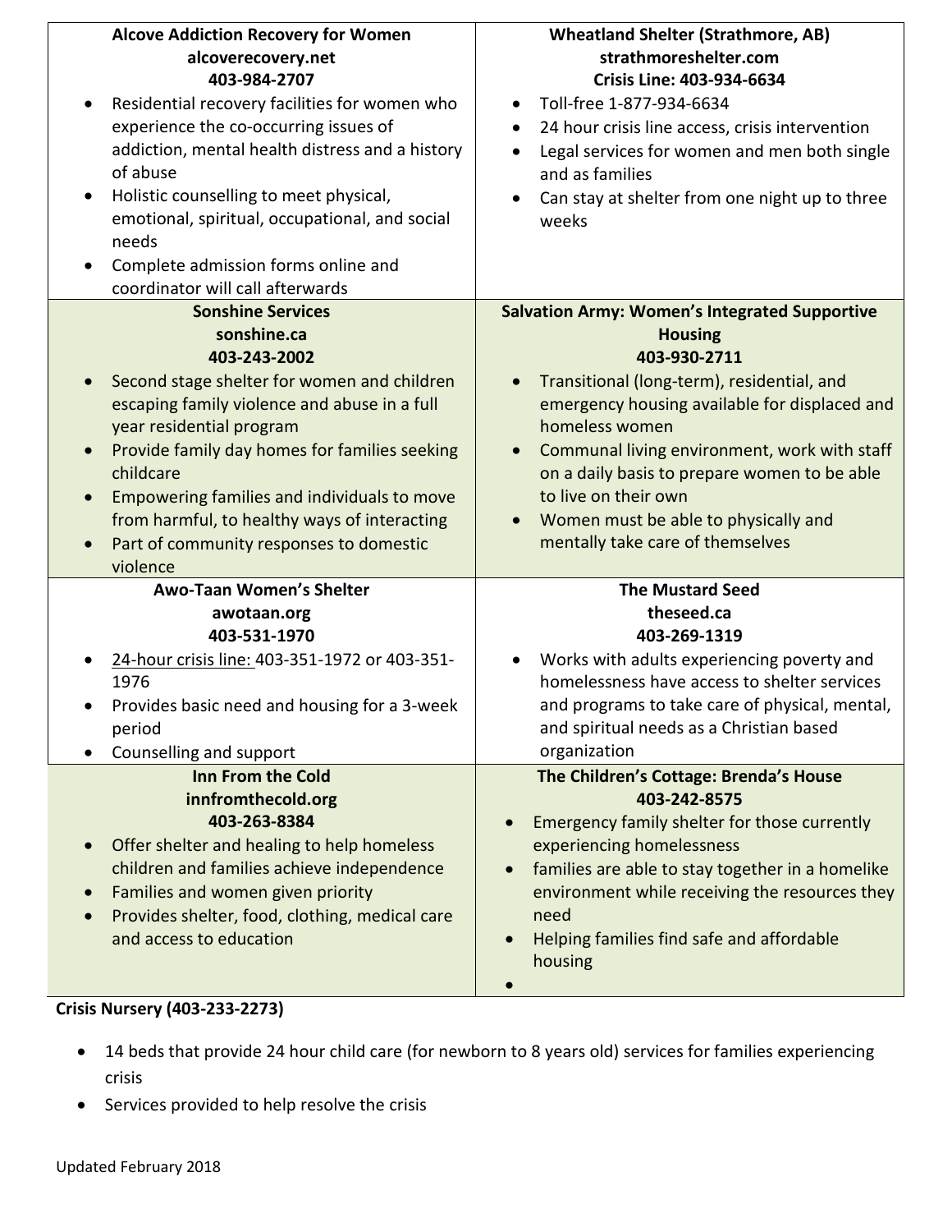| | |
|---|---|
| **Alcove Addiction Recovery for Women**<br>**alcoverecovery.net**<br>**403-984-2707**<br>• Residential recovery facilities for women who experience the co-occurring issues of addiction, mental health distress and a history of abuse<br>• Holistic counselling to meet physical, emotional, spiritual, occupational, and social needs<br>• Complete admission forms online and coordinator will call afterwards | **Wheatland Shelter (Strathmore, AB)**<br>**strathmoreshelter.com**<br>**Crisis Line: 403-934-6634**<br>• Toll-free 1-877-934-6634<br>• 24 hour crisis line access, crisis intervention<br>• Legal services for women and men both single and as families<br>• Can stay at shelter from one night up to three weeks |
| **Sonshine Services**<br>**sonshine.ca**<br>**403-243-2002**<br>• Second stage shelter for women and children escaping family violence and abuse in a full year residential program<br>• Provide family day homes for families seeking childcare<br>• Empowering families and individuals to move from harmful, to healthy ways of interacting<br>• Part of community responses to domestic violence | **Salvation Army: Women's Integrated Supportive Housing**<br>**403-930-2711**<br>• Transitional (long-term), residential, and emergency housing available for displaced and homeless women<br>• Communal living environment, work with staff on a daily basis to prepare women to be able to live on their own<br>• Women must be able to physically and mentally take care of themselves |
| **Awo-Taan Women's Shelter**<br>**awotaan.org**<br>**403-531-1970**<br>• 24-hour crisis line: 403-351-1972 or 403-351-1976<br>• Provides basic need and housing for a 3-week period<br>• Counselling and support | **The Mustard Seed**<br>**theseed.ca**<br>**403-269-1319**<br>• Works with adults experiencing poverty and homelessness have access to shelter services and programs to take care of physical, mental, and spiritual needs as a Christian based organization |
| **Inn From the Cold**<br>**innfromthecold.org**<br>**403-263-8384**<br>• Offer shelter and healing to help homeless children and families achieve independence<br>• Families and women given priority<br>• Provides shelter, food, clothing, medical care and access to education | **The Children's Cottage: Brenda's House**<br>**403-242-8575**<br>• Emergency family shelter for those currently experiencing homelessness<br>• families are able to stay together in a homelike environment while receiving the resources they need<br>• Helping families find safe and affordable housing<br>• |

**Crisis Nursery (403-233-2273)**

- 14 beds that provide 24 hour child care (for newborn to 8 years old) services for families experiencing crisis
- Services provided to help resolve the crisis

Updated February 2018